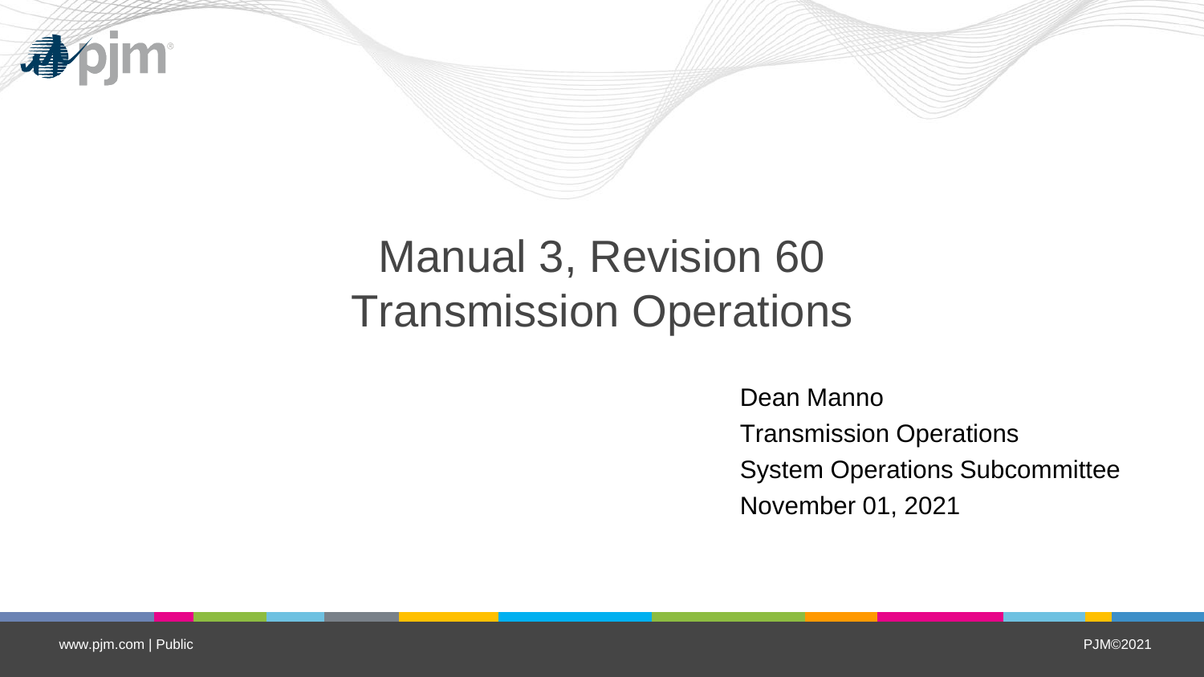# Manual 3, Revision 60
# Transmission Operations

Dean Manno

Transmission Operations

System Operations Subcommittee

November 01, 2021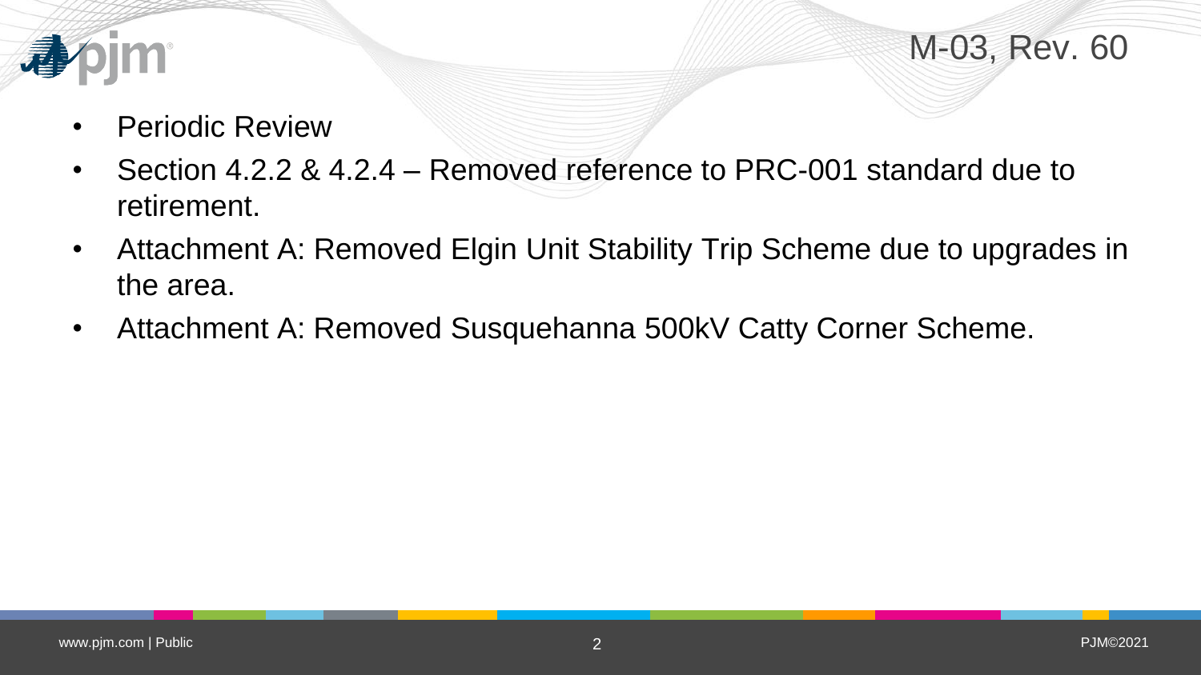# M-03, Rev. 60

- Periodic Review
- Section 4.2.2 & 4.2.4 – Removed reference to PRC-001 standard due to retirement.
- Attachment A: Removed Elgin Unit Stability Trip Scheme due to upgrades in the area.
- Attachment A: Removed Susquehanna 500kV Catty Corner Scheme.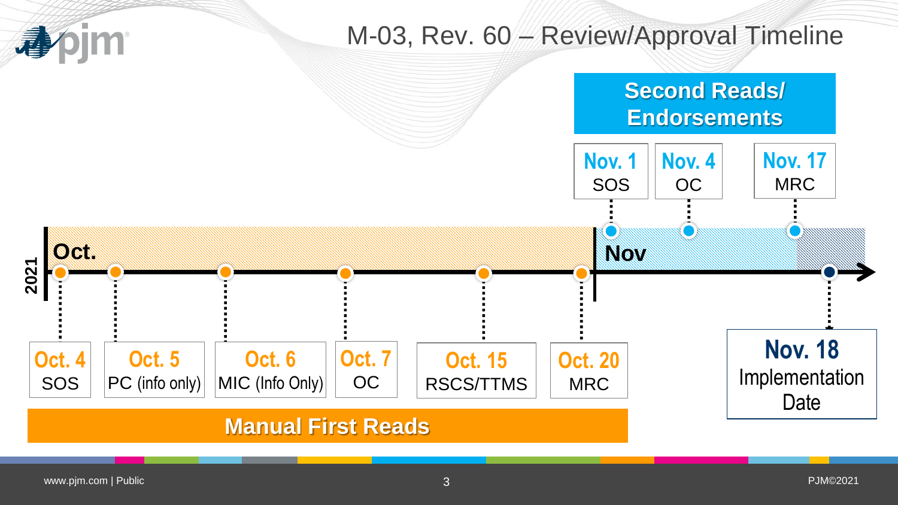# M-03, Rev. 60 – Review/Approval Timeline

**2021**

## Manual First Reads

**Oct.**

- **Oct. 4** – SOS
- **Oct. 5** – PC (info only)
- **Oct. 6** – MIC (Info Only)
- **Oct. 7** – OC
- **Oct. 15** – RSCS/TTMS
- **Oct. 20** – MRC

## Second Reads/ Endorsements

**Nov**

- **Nov. 1** – SOS
- **Nov. 4** – OC
- **Nov. 17** – MRC

**Nov. 18** – Implementation Date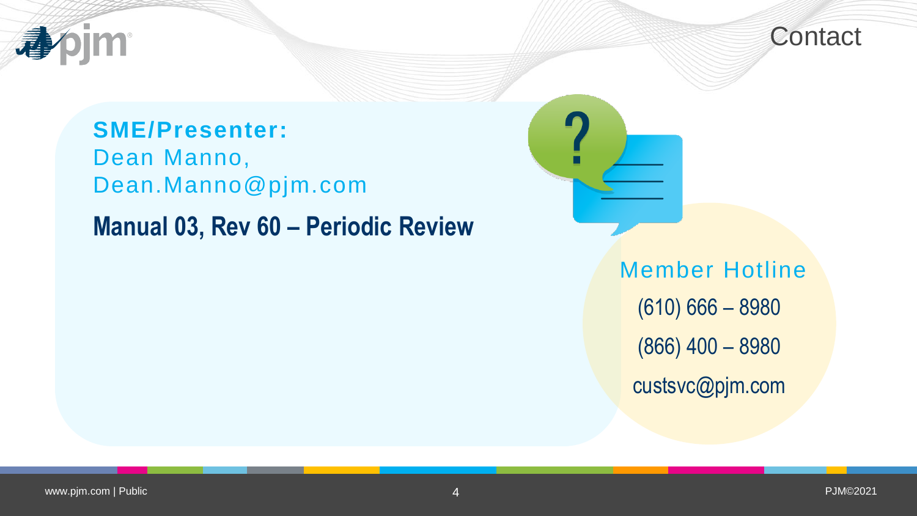# Contact

**SME/Presenter:**
Dean Manno,
Dean.Manno@pjm.com

**Manual 03, Rev 60 – Periodic Review**

Member Hotline

(610) 666 – 8980

(866) 400 – 8980

custsvc@pjm.com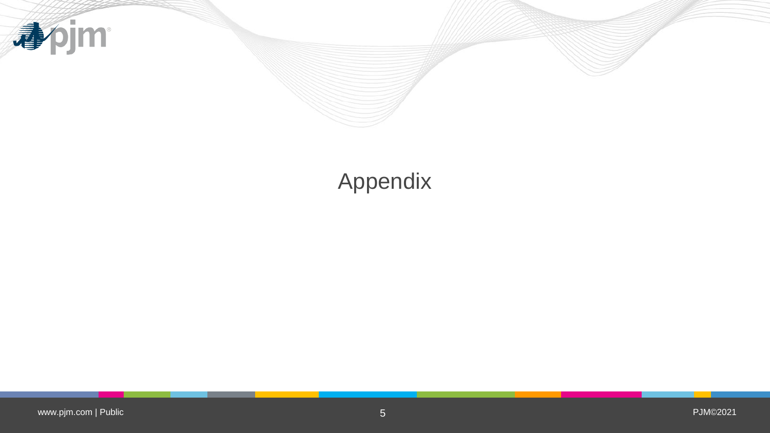# Appendix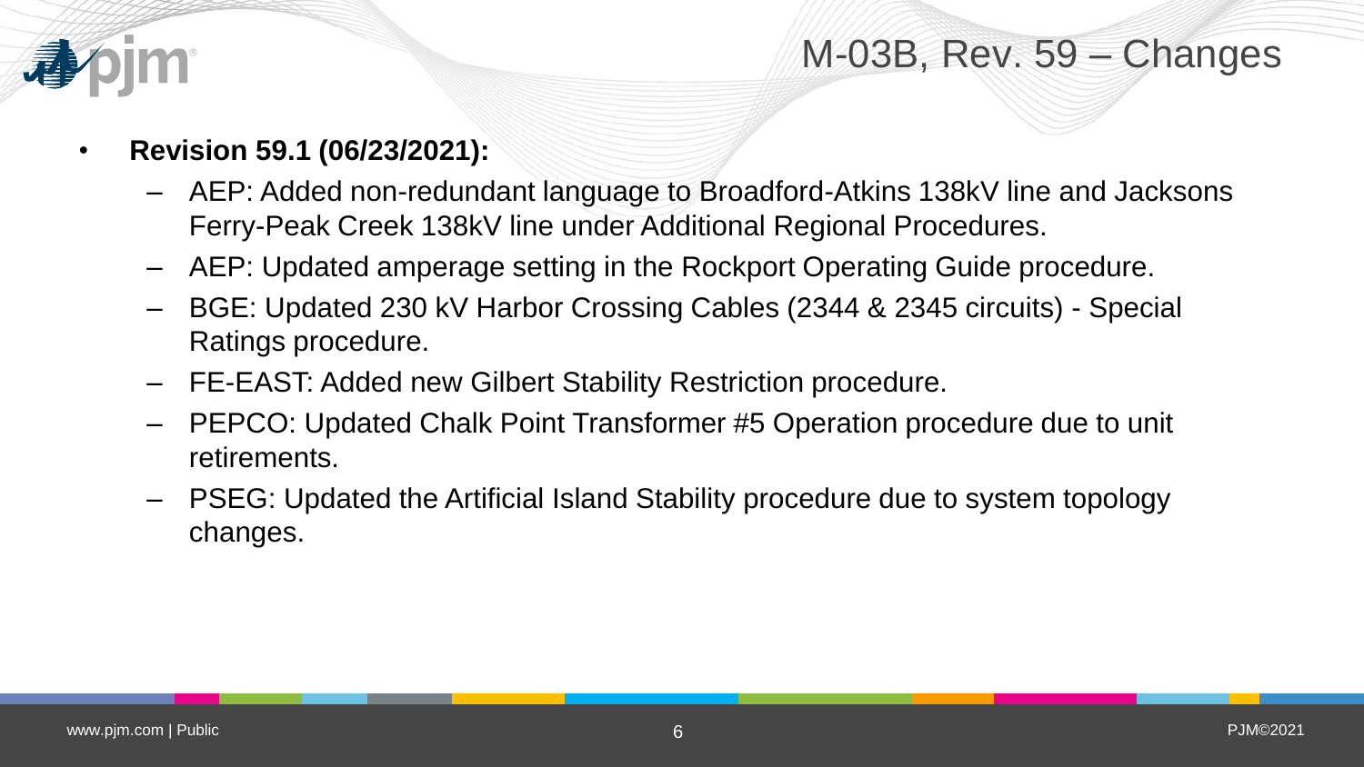# M-03B, Rev. 59 – Changes

- **Revision 59.1 (06/23/2021):**
  - AEP: Added non-redundant language to Broadford-Atkins 138kV line and Jacksons Ferry-Peak Creek 138kV line under Additional Regional Procedures.
  - AEP: Updated amperage setting in the Rockport Operating Guide procedure.
  - BGE: Updated 230 kV Harbor Crossing Cables (2344 & 2345 circuits) - Special Ratings procedure.
  - FE-EAST: Added new Gilbert Stability Restriction procedure.
  - PEPCO: Updated Chalk Point Transformer #5 Operation procedure due to unit retirements.
  - PSEG: Updated the Artificial Island Stability procedure due to system topology changes.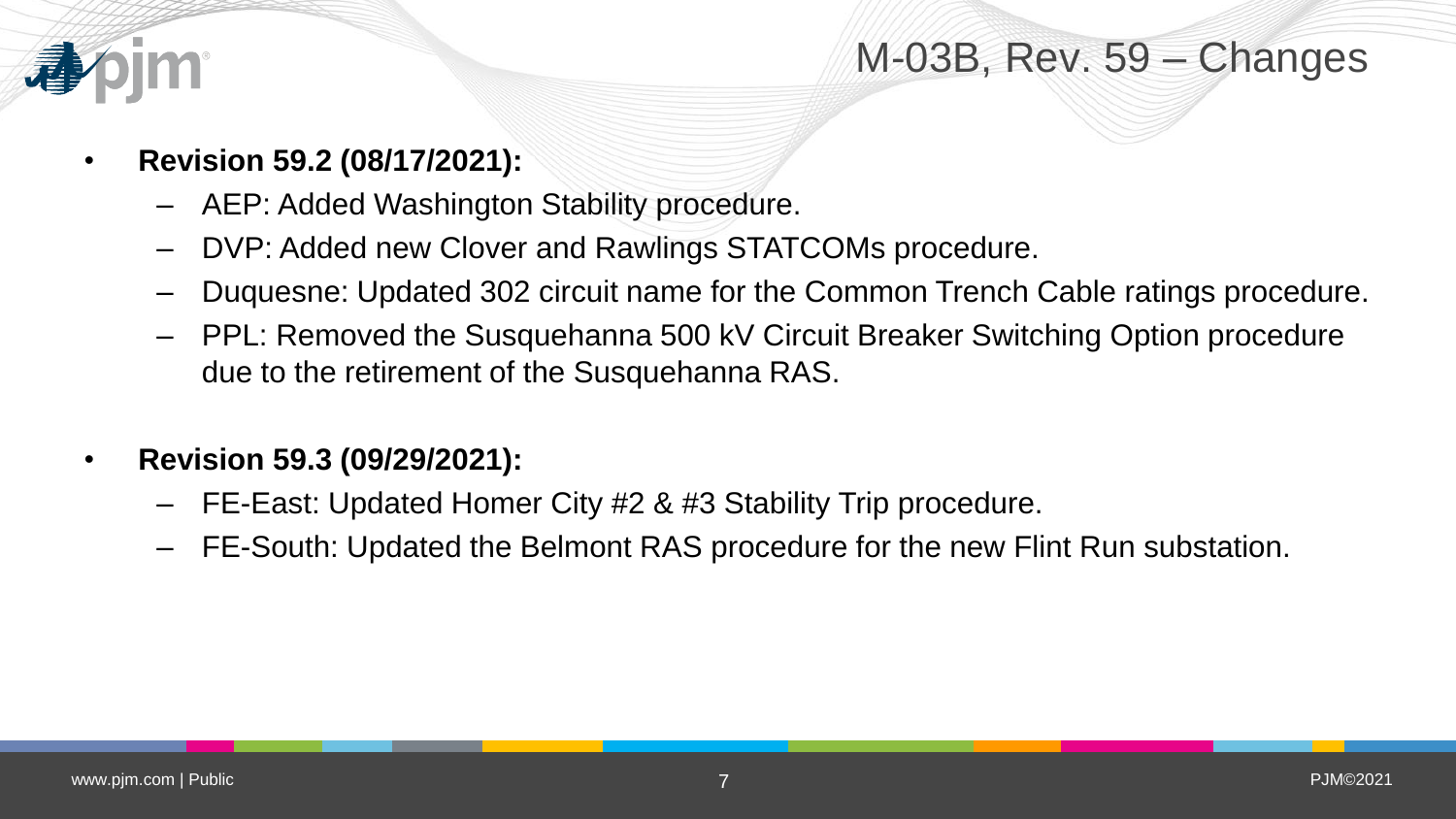# M-03B, Rev. 59 – Changes

- **Revision 59.2 (08/17/2021):**
  - AEP: Added Washington Stability procedure.
  - DVP: Added new Clover and Rawlings STATCOMs procedure.
  - Duquesne: Updated 302 circuit name for the Common Trench Cable ratings procedure.
  - PPL: Removed the Susquehanna 500 kV Circuit Breaker Switching Option procedure due to the retirement of the Susquehanna RAS.

- **Revision 59.3 (09/29/2021):**
  - FE-East: Updated Homer City #2 & #3 Stability Trip procedure.
  - FE-South: Updated the Belmont RAS procedure for the new Flint Run substation.